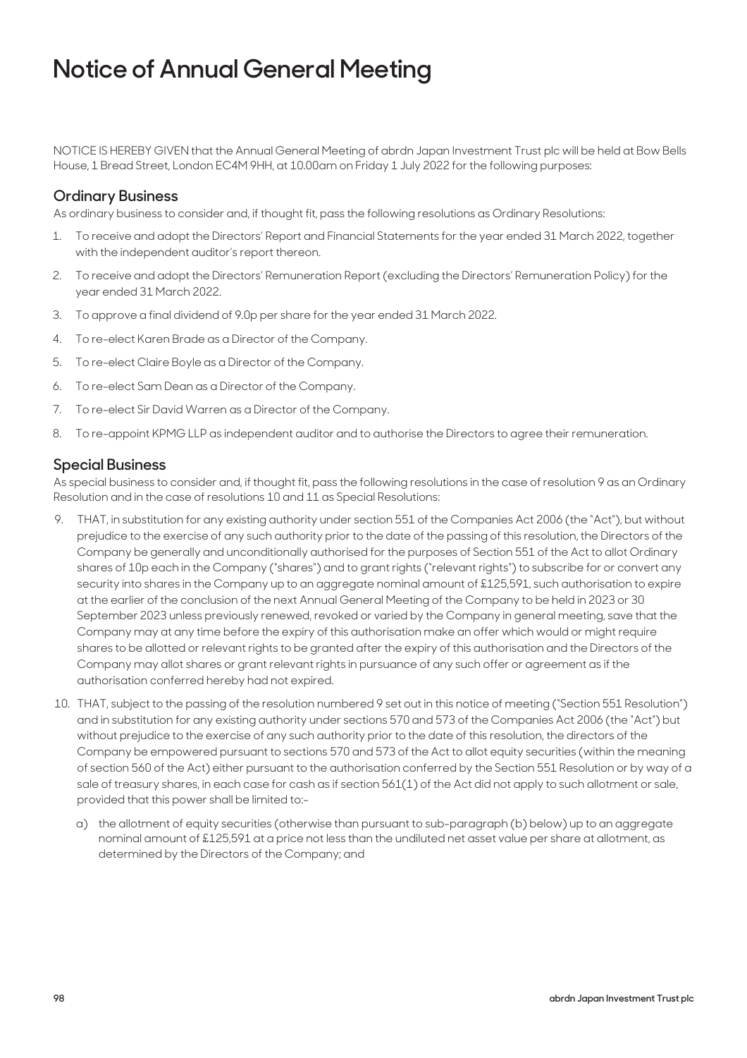# Notice of Annual General Meeting

NOTICE IS HEREBY GIVEN that the Annual General Meeting of abrdn Japan Investment Trust plc will be held at Bow Bells House, 1 Bread Street, London EC4M 9HH, at 10.00am on Friday 1 July 2022 for the following purposes:

## Ordinary Business

As ordinary business to consider and, if thought fit, pass the following resolutions as Ordinary Resolutions:

1. To receive and adopt the Directors' Report and Financial Statements for the year ended 31 March 2022, together with the independent auditor's report thereon.
2. To receive and adopt the Directors' Remuneration Report (excluding the Directors' Remuneration Policy) for the year ended 31 March 2022.
3. To approve a final dividend of 9.0p per share for the year ended 31 March 2022.
4. To re-elect Karen Brade as a Director of the Company.
5. To re-elect Claire Boyle as a Director of the Company.
6. To re-elect Sam Dean as a Director of the Company.
7. To re-elect Sir David Warren as a Director of the Company.
8. To re-appoint KPMG LLP as independent auditor and to authorise the Directors to agree their remuneration.

## Special Business

As special business to consider and, if thought fit, pass the following resolutions in the case of resolution 9 as an Ordinary Resolution and in the case of resolutions 10 and 11 as Special Resolutions:

9. THAT, in substitution for any existing authority under section 551 of the Companies Act 2006 (the "Act"), but without prejudice to the exercise of any such authority prior to the date of the passing of this resolution, the Directors of the Company be generally and unconditionally authorised for the purposes of Section 551 of the Act to allot Ordinary shares of 10p each in the Company ("shares") and to grant rights ("relevant rights") to subscribe for or convert any security into shares in the Company up to an aggregate nominal amount of £125,591, such authorisation to expire at the earlier of the conclusion of the next Annual General Meeting of the Company to be held in 2023 or 30 September 2023 unless previously renewed, revoked or varied by the Company in general meeting, save that the Company may at any time before the expiry of this authorisation make an offer which would or might require shares to be allotted or relevant rights to be granted after the expiry of this authorisation and the Directors of the Company may allot shares or grant relevant rights in pursuance of any such offer or agreement as if the authorisation conferred hereby had not expired.
10. THAT, subject to the passing of the resolution numbered 9 set out in this notice of meeting ("Section 551 Resolution") and in substitution for any existing authority under sections 570 and 573 of the Companies Act 2006 (the "Act") but without prejudice to the exercise of any such authority prior to the date of this resolution, the directors of the Company be empowered pursuant to sections 570 and 573 of the Act to allot equity securities (within the meaning of section 560 of the Act) either pursuant to the authorisation conferred by the Section 551 Resolution or by way of a sale of treasury shares, in each case for cash as if section 561(1) of the Act did not apply to such allotment or sale, provided that this power shall be limited to:-

    a) the allotment of equity securities (otherwise than pursuant to sub-paragraph (b) below) up to an aggregate nominal amount of £125,591 at a price not less than the undiluted net asset value per share at allotment, as determined by the Directors of the Company; and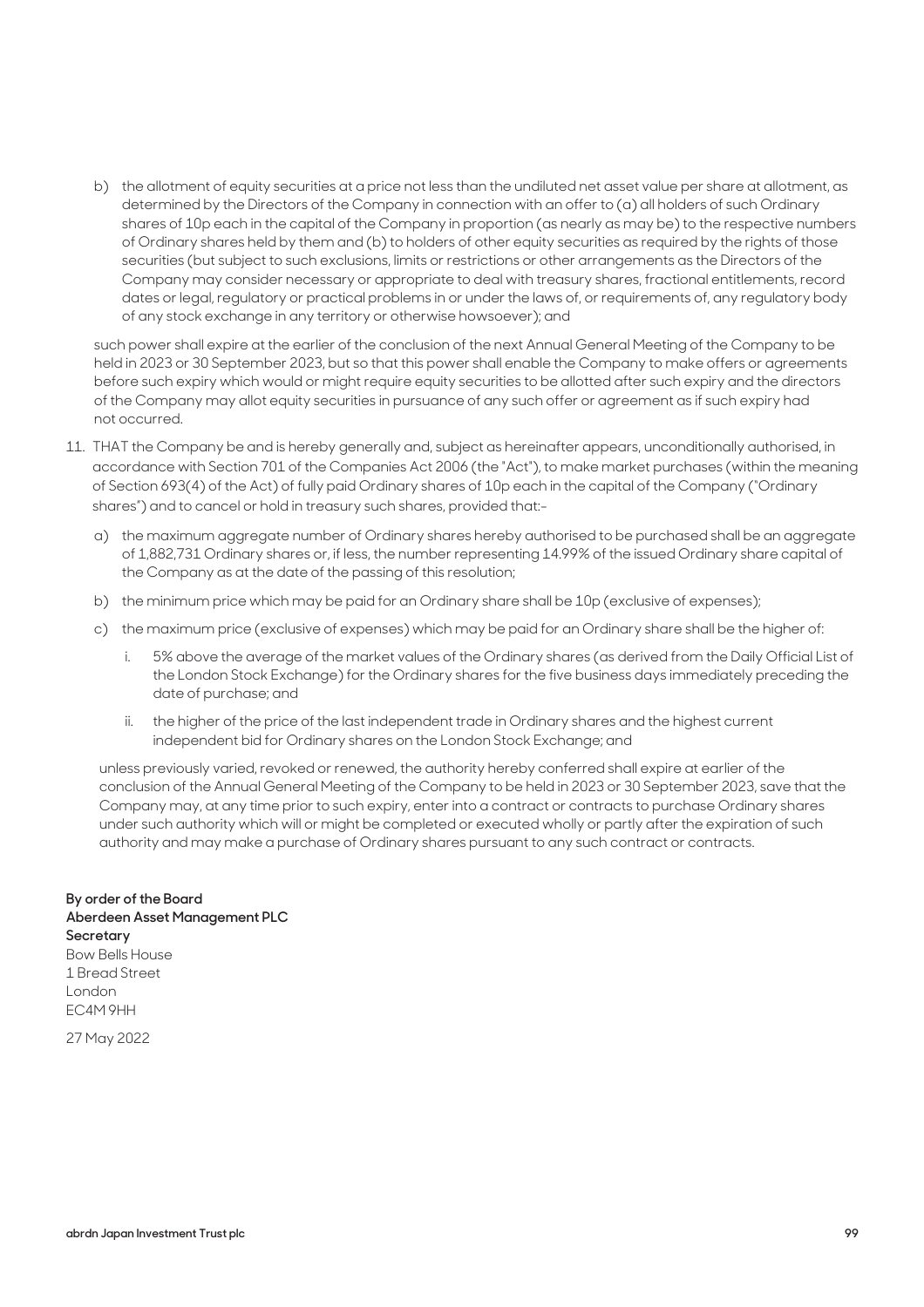b) the allotment of equity securities at a price not less than the undiluted net asset value per share at allotment, as determined by the Directors of the Company in connection with an offer to (a) all holders of such Ordinary shares of 10p each in the capital of the Company in proportion (as nearly as may be) to the respective numbers of Ordinary shares held by them and (b) to holders of other equity securities as required by the rights of those securities (but subject to such exclusions, limits or restrictions or other arrangements as the Directors of the Company may consider necessary or appropriate to deal with treasury shares, fractional entitlements, record dates or legal, regulatory or practical problems in or under the laws of, or requirements of, any regulatory body of any stock exchange in any territory or otherwise howsoever); and

such power shall expire at the earlier of the conclusion of the next Annual General Meeting of the Company to be held in 2023 or 30 September 2023, but so that this power shall enable the Company to make offers or agreements before such expiry which would or might require equity securities to be allotted after such expiry and the directors of the Company may allot equity securities in pursuance of any such offer or agreement as if such expiry had not occurred.

11. THAT the Company be and is hereby generally and, subject as hereinafter appears, unconditionally authorised, in accordance with Section 701 of the Companies Act 2006 (the "Act"), to make market purchases (within the meaning of Section 693(4) of the Act) of fully paid Ordinary shares of 10p each in the capital of the Company ("Ordinary shares") and to cancel or hold in treasury such shares, provided that:-

    a) the maximum aggregate number of Ordinary shares hereby authorised to be purchased shall be an aggregate of 1,882,731 Ordinary shares or, if less, the number representing 14.99% of the issued Ordinary share capital of the Company as at the date of the passing of this resolution;

    b) the minimum price which may be paid for an Ordinary share shall be 10p (exclusive of expenses);

    c) the maximum price (exclusive of expenses) which may be paid for an Ordinary share shall be the higher of:

        i. 5% above the average of the market values of the Ordinary shares (as derived from the Daily Official List of the London Stock Exchange) for the Ordinary shares for the five business days immediately preceding the date of purchase; and

        ii. the higher of the price of the last independent trade in Ordinary shares and the highest current independent bid for Ordinary shares on the London Stock Exchange; and

    unless previously varied, revoked or renewed, the authority hereby conferred shall expire at earlier of the conclusion of the Annual General Meeting of the Company to be held in 2023 or 30 September 2023, save that the Company may, at any time prior to such expiry, enter into a contract or contracts to purchase Ordinary shares under such authority which will or might be completed or executed wholly or partly after the expiration of such authority and may make a purchase of Ordinary shares pursuant to any such contract or contracts.

**By order of the Board**
**Aberdeen Asset Management PLC**
**Secretary**
Bow Bells House
1 Bread Street
London
EC4M 9HH

27 May 2022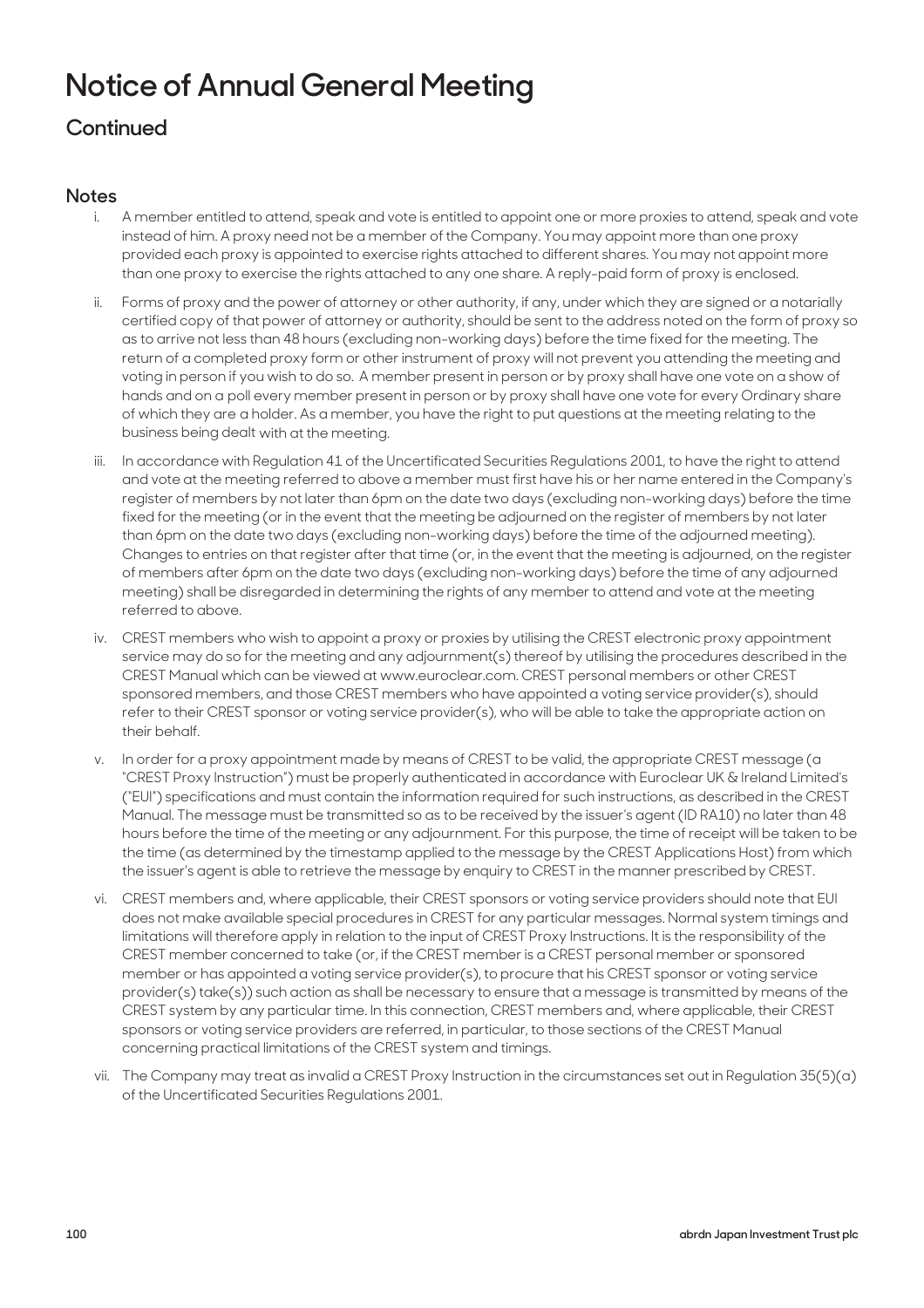# Notice of Annual General Meeting

## Continued

### Notes

i. A member entitled to attend, speak and vote is entitled to appoint one or more proxies to attend, speak and vote instead of him. A proxy need not be a member of the Company. You may appoint more than one proxy provided each proxy is appointed to exercise rights attached to different shares. You may not appoint more than one proxy to exercise the rights attached to any one share. A reply-paid form of proxy is enclosed.

ii. Forms of proxy and the power of attorney or other authority, if any, under which they are signed or a notarially certified copy of that power of attorney or authority, should be sent to the address noted on the form of proxy so as to arrive not less than 48 hours (excluding non-working days) before the time fixed for the meeting. The return of a completed proxy form or other instrument of proxy will not prevent you attending the meeting and voting in person if you wish to do so. A member present in person or by proxy shall have one vote on a show of hands and on a poll every member present in person or by proxy shall have one vote for every Ordinary share of which they are a holder. As a member, you have the right to put questions at the meeting relating to the business being dealt with at the meeting.

iii. In accordance with Regulation 41 of the Uncertificated Securities Regulations 2001, to have the right to attend and vote at the meeting referred to above a member must first have his or her name entered in the Company's register of members by not later than 6pm on the date two days (excluding non-working days) before the time fixed for the meeting (or in the event that the meeting be adjourned on the register of members by not later than 6pm on the date two days (excluding non-working days) before the time of the adjourned meeting). Changes to entries on that register after that time (or, in the event that the meeting is adjourned, on the register of members after 6pm on the date two days (excluding non-working days) before the time of any adjourned meeting) shall be disregarded in determining the rights of any member to attend and vote at the meeting referred to above.

iv. CREST members who wish to appoint a proxy or proxies by utilising the CREST electronic proxy appointment service may do so for the meeting and any adjournment(s) thereof by utilising the procedures described in the CREST Manual which can be viewed at www.euroclear.com. CREST personal members or other CREST sponsored members, and those CREST members who have appointed a voting service provider(s), should refer to their CREST sponsor or voting service provider(s), who will be able to take the appropriate action on their behalf.

v. In order for a proxy appointment made by means of CREST to be valid, the appropriate CREST message (a "CREST Proxy Instruction") must be properly authenticated in accordance with Euroclear UK & Ireland Limited's ("EUI") specifications and must contain the information required for such instructions, as described in the CREST Manual. The message must be transmitted so as to be received by the issuer's agent (ID RA10) no later than 48 hours before the time of the meeting or any adjournment. For this purpose, the time of receipt will be taken to be the time (as determined by the timestamp applied to the message by the CREST Applications Host) from which the issuer's agent is able to retrieve the message by enquiry to CREST in the manner prescribed by CREST.

vi. CREST members and, where applicable, their CREST sponsors or voting service providers should note that EUI does not make available special procedures in CREST for any particular messages. Normal system timings and limitations will therefore apply in relation to the input of CREST Proxy Instructions. It is the responsibility of the CREST member concerned to take (or, if the CREST member is a CREST personal member or sponsored member or has appointed a voting service provider(s), to procure that his CREST sponsor or voting service provider(s) take(s)) such action as shall be necessary to ensure that a message is transmitted by means of the CREST system by any particular time. In this connection, CREST members and, where applicable, their CREST sponsors or voting service providers are referred, in particular, to those sections of the CREST Manual concerning practical limitations of the CREST system and timings.

vii. The Company may treat as invalid a CREST Proxy Instruction in the circumstances set out in Regulation 35(5)(a) of the Uncertificated Securities Regulations 2001.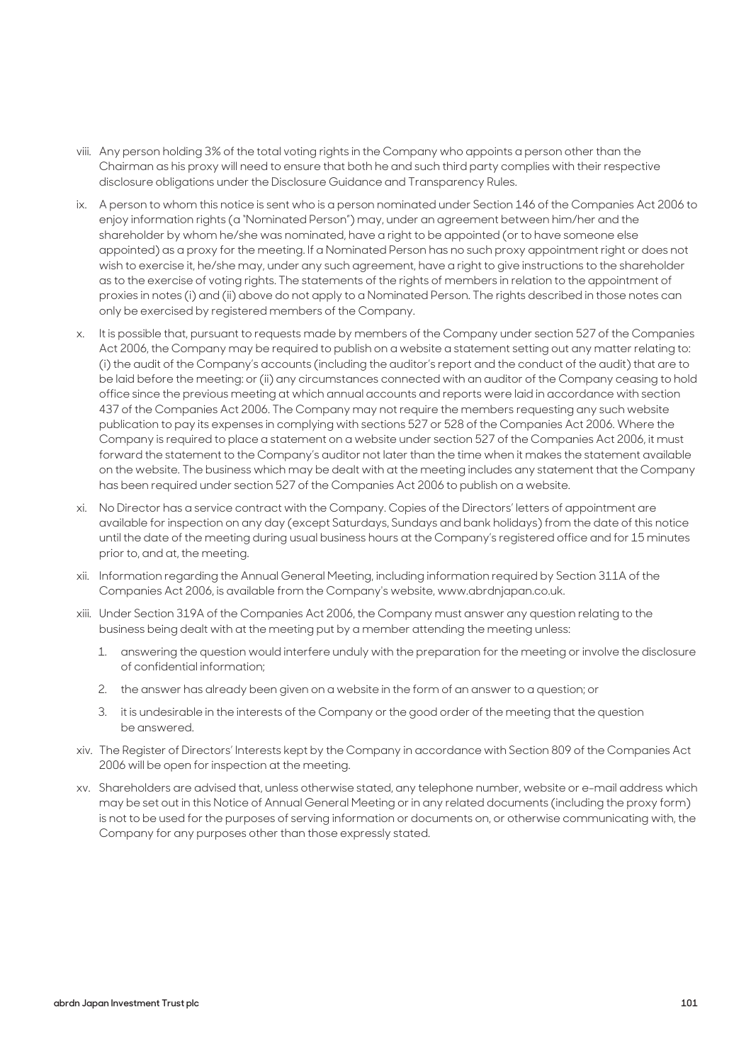viii. Any person holding 3% of the total voting rights in the Company who appoints a person other than the Chairman as his proxy will need to ensure that both he and such third party complies with their respective disclosure obligations under the Disclosure Guidance and Transparency Rules.

ix. A person to whom this notice is sent who is a person nominated under Section 146 of the Companies Act 2006 to enjoy information rights (a "Nominated Person") may, under an agreement between him/her and the shareholder by whom he/she was nominated, have a right to be appointed (or to have someone else appointed) as a proxy for the meeting. If a Nominated Person has no such proxy appointment right or does not wish to exercise it, he/she may, under any such agreement, have a right to give instructions to the shareholder as to the exercise of voting rights. The statements of the rights of members in relation to the appointment of proxies in notes (i) and (ii) above do not apply to a Nominated Person. The rights described in those notes can only be exercised by registered members of the Company.

x. It is possible that, pursuant to requests made by members of the Company under section 527 of the Companies Act 2006, the Company may be required to publish on a website a statement setting out any matter relating to: (i) the audit of the Company's accounts (including the auditor's report and the conduct of the audit) that are to be laid before the meeting: or (ii) any circumstances connected with an auditor of the Company ceasing to hold office since the previous meeting at which annual accounts and reports were laid in accordance with section 437 of the Companies Act 2006. The Company may not require the members requesting any such website publication to pay its expenses in complying with sections 527 or 528 of the Companies Act 2006. Where the Company is required to place a statement on a website under section 527 of the Companies Act 2006, it must forward the statement to the Company's auditor not later than the time when it makes the statement available on the website. The business which may be dealt with at the meeting includes any statement that the Company has been required under section 527 of the Companies Act 2006 to publish on a website.

xi. No Director has a service contract with the Company. Copies of the Directors' letters of appointment are available for inspection on any day (except Saturdays, Sundays and bank holidays) from the date of this notice until the date of the meeting during usual business hours at the Company's registered office and for 15 minutes prior to, and at, the meeting.

xii. Information regarding the Annual General Meeting, including information required by Section 311A of the Companies Act 2006, is available from the Company's website, www.abrdnjapan.co.uk.

xiii. Under Section 319A of the Companies Act 2006, the Company must answer any question relating to the business being dealt with at the meeting put by a member attending the meeting unless:

1. answering the question would interfere unduly with the preparation for the meeting or involve the disclosure of confidential information;
2. the answer has already been given on a website in the form of an answer to a question; or
3. it is undesirable in the interests of the Company or the good order of the meeting that the question be answered.

xiv. The Register of Directors' Interests kept by the Company in accordance with Section 809 of the Companies Act 2006 will be open for inspection at the meeting.

xv. Shareholders are advised that, unless otherwise stated, any telephone number, website or e-mail address which may be set out in this Notice of Annual General Meeting or in any related documents (including the proxy form) is not to be used for the purposes of serving information or documents on, or otherwise communicating with, the Company for any purposes other than those expressly stated.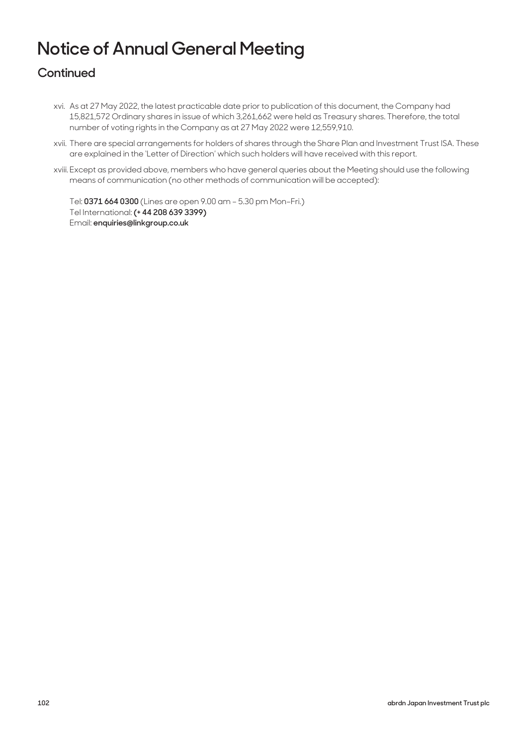# Notice of Annual General Meeting

## Continued

xvi. As at 27 May 2022, the latest practicable date prior to publication of this document, the Company had 15,821,572 Ordinary shares in issue of which 3,261,662 were held as Treasury shares. Therefore, the total number of voting rights in the Company as at 27 May 2022 were 12,559,910.

xvii. There are special arrangements for holders of shares through the Share Plan and Investment Trust ISA. These are explained in the 'Letter of Direction' which such holders will have received with this report.

xviii. Except as provided above, members who have general queries about the Meeting should use the following means of communication (no other methods of communication will be accepted):

Tel: **0371 664 0300** (Lines are open 9.00 am – 5.30 pm Mon–Fri.)
Tel International: **(+ 44 208 639 3399)**
Email: **enquiries@linkgroup.co.uk**